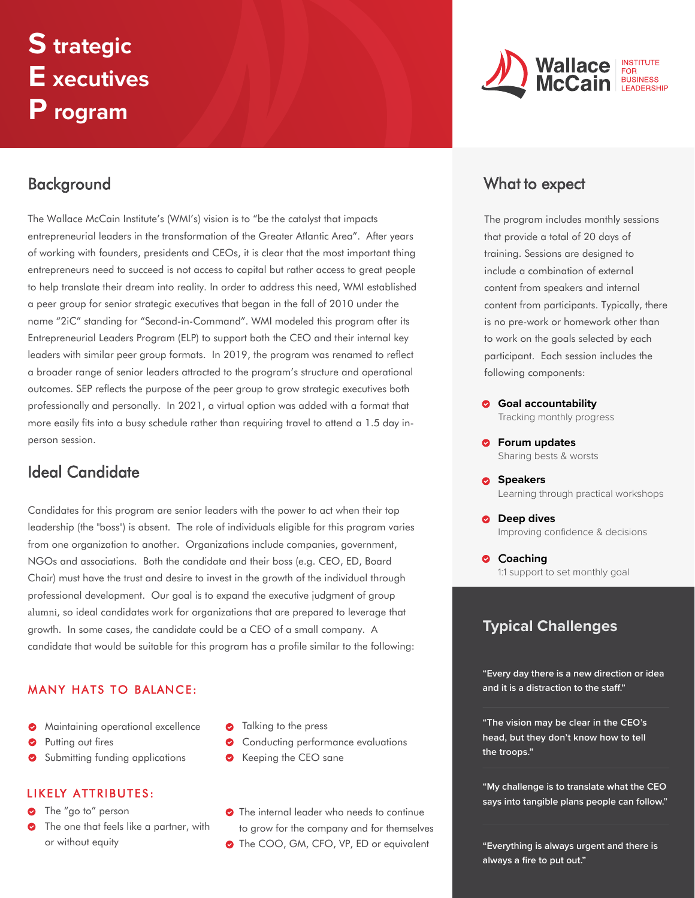# Strategic Executives Program

Wallace McCain INSTITUTE FOR BUSINESS LEADERSHIP

## Background

The Wallace McCain Institute's (WMI's) vision is to "be the catalyst that impacts entrepreneurial leaders in the transformation of the Greater Atlantic Area". After years of working with founders, presidents and CEOs, it is clear that the most important thing entrepreneurs need to succeed is not access to capital but rather access to great people to help translate their dream into reality. In order to address this need, WMI established a peer group for senior strategic executives that began in the fall of 2010 under the name "2iC" standing for "Second-in-Command". WMI modeled this program after its Entrepreneurial Leaders Program (ELP) to support both the CEO and their internal key leaders with similar peer group formats. In 2019, the program was renamed to reflect a broader range of senior leaders attracted to the program's structure and operational outcomes. SEP reflects the purpose of the peer group to grow strategic executives both professionally and personally. In 2021, a virtual option was added with a format that more easily fits into a busy schedule rather than requiring travel to attend a 1.5 day in-person session.

## Ideal Candidate

Candidates for this program are senior leaders with the power to act when their top leadership (the "boss") is absent. The role of individuals eligible for this program varies from one organization to another. Organizations include companies, government, NGOs and associations. Both the candidate and their boss (e.g. CEO, ED, Board Chair) must have the trust and desire to invest in the growth of the individual through professional development. Our goal is to expand the executive judgment of group alumni, so ideal candidates work for organizations that are prepared to leverage that growth. In some cases, the candidate could be a CEO of a small company. A candidate that would be suitable for this program has a profile similar to the following:

### MANY HATS TO BALANCE:

- Maintaining operational excellence
- Putting out fires
- Submitting funding applications
- Talking to the press
- Conducting performance evaluations
- Keeping the CEO sane

### LIKELY ATTRIBUTES:

- The "go to" person
- The one that feels like a partner, with or without equity
- The internal leader who needs to continue to grow for the company and for themselves
- The COO, GM, CFO, VP, ED or equivalent

## What to expect

The program includes monthly sessions that provide a total of 20 days of training. Sessions are designed to include a combination of external content from speakers and internal content from participants. Typically, there is no pre-work or homework other than to work on the goals selected by each participant. Each session includes the following components:

- **Goal accountability**
  Tracking monthly progress
- **Forum updates**
  Sharing bests & worsts
- **Speakers**
  Learning through practical workshops
- **Deep dives**
  Improving confidence & decisions
- **Coaching**
  1:1 support to set monthly goal

## Typical Challenges

**"Every day there is a new direction or idea and it is a distraction to the staff."**

**"The vision may be clear in the CEO's head, but they don't know how to tell the troops."**

**"My challenge is to translate what the CEO says into tangible plans people can follow."**

**"Everything is always urgent and there is always a fire to put out."**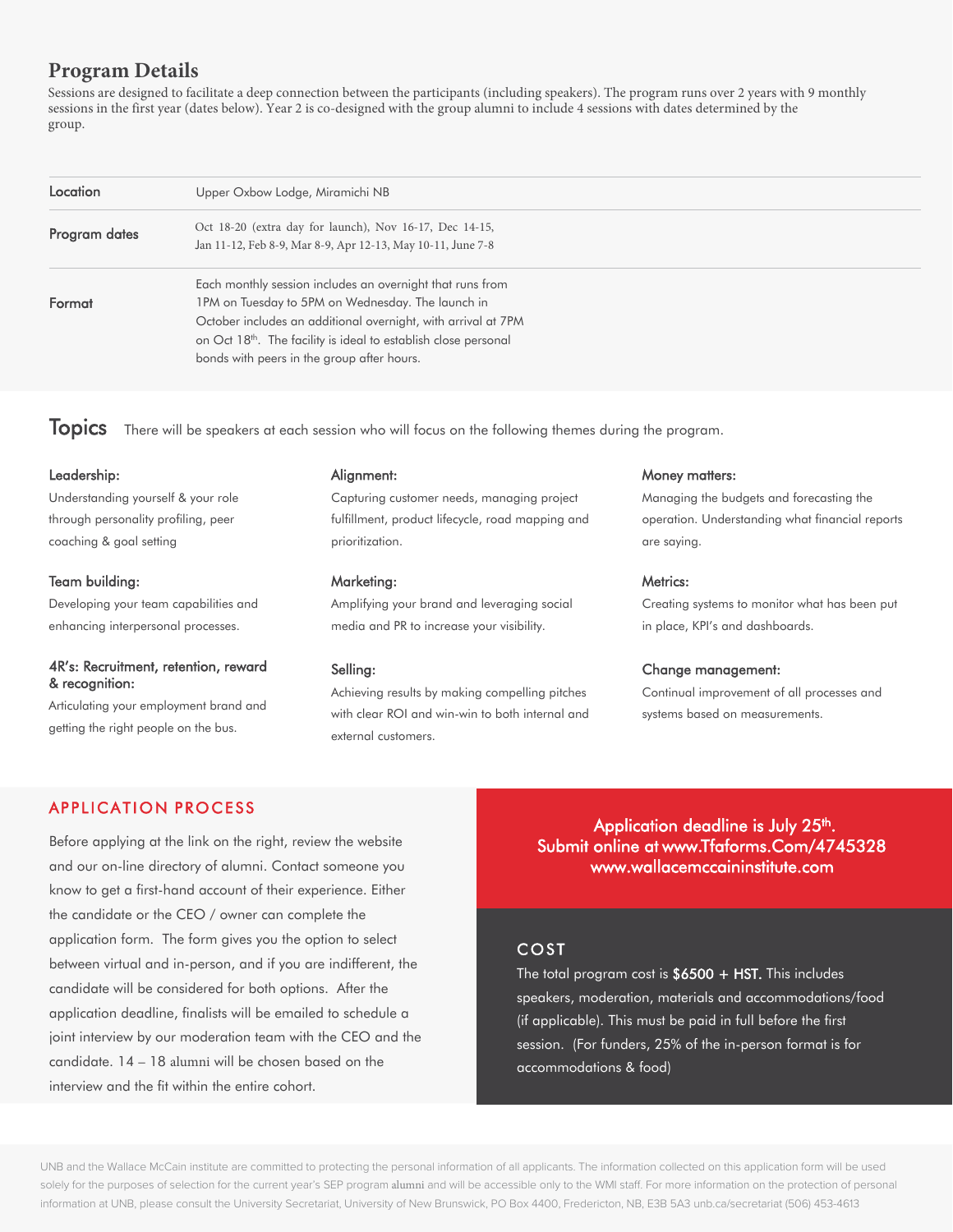## Program Details

Sessions are designed to facilitate a deep connection between the participants (including speakers). The program runs over 2 years with 9 monthly sessions in the first year (dates below). Year 2 is co-designed with the group alumni to include 4 sessions with dates determined by the group.

| | |
|---|---|
| Location | Upper Oxbow Lodge, Miramichi NB |
| Program dates | Oct 18-20 (extra day for launch), Nov 16-17, Dec 14-15, Jan 11-12, Feb 8-9, Mar 8-9, Apr 12-13, May 10-11, June 7-8 |
| Format | Each monthly session includes an overnight that runs from 1PM on Tuesday to 5PM on Wednesday. The launch in October includes an additional overnight, with arrival at 7PM on Oct 18th. The facility is ideal to establish close personal bonds with peers in the group after hours. |

## Topics

There will be speakers at each session who will focus on the following themes during the program.

**Leadership:**
Understanding yourself & your role through personality profiling, peer coaching & goal setting

**Team building:**
Developing your team capabilities and enhancing interpersonal processes.

**4R's: Recruitment, retention, reward & recognition:**
Articulating your employment brand and getting the right people on the bus.

**Alignment:**
Capturing customer needs, managing project fulfillment, product lifecycle, road mapping and prioritization.

**Marketing:**
Amplifying your brand and leveraging social media and PR to increase your visibility.

**Selling:**
Achieving results by making compelling pitches with clear ROI and win-win to both internal and external customers.

**Money matters:**
Managing the budgets and forecasting the operation. Understanding what financial reports are saying.

**Metrics:**
Creating systems to monitor what has been put in place, KPI's and dashboards.

**Change management:**
Continual improvement of all processes and systems based on measurements.

## APPLICATION PROCESS

Before applying at the link on the right, review the website and our on-line directory of alumni. Contact someone you know to get a first-hand account of their experience. Either the candidate or the CEO / owner can complete the application form. The form gives you the option to select between virtual and in-person, and if you are indifferent, the candidate will be considered for both options. After the application deadline, finalists will be emailed to schedule a joint interview by our moderation team with the CEO and the candidate. 14 – 18 alumni will be chosen based on the interview and the fit within the entire cohort.

**Application deadline is July 25th.**
**Submit online at www.Tfaforms.Com/4745328**
**www.wallacemccaininstitute.com**

## COST

The total program cost is **$6500 + HST.** This includes speakers, moderation, materials and accommodations/food (if applicable). This must be paid in full before the first session. (For funders, 25% of the in-person format is for accommodations & food)

UNB and the Wallace McCain institute are committed to protecting the personal information of all applicants. The information collected on this application form will be used solely for the purposes of selection for the current year's SEP program alumni and will be accessible only to the WMI staff. For more information on the protection of personal information at UNB, please consult the University Secretariat, University of New Brunswick, PO Box 4400, Fredericton, NB, E3B 5A3 unb.ca/secretariat (506) 453-4613